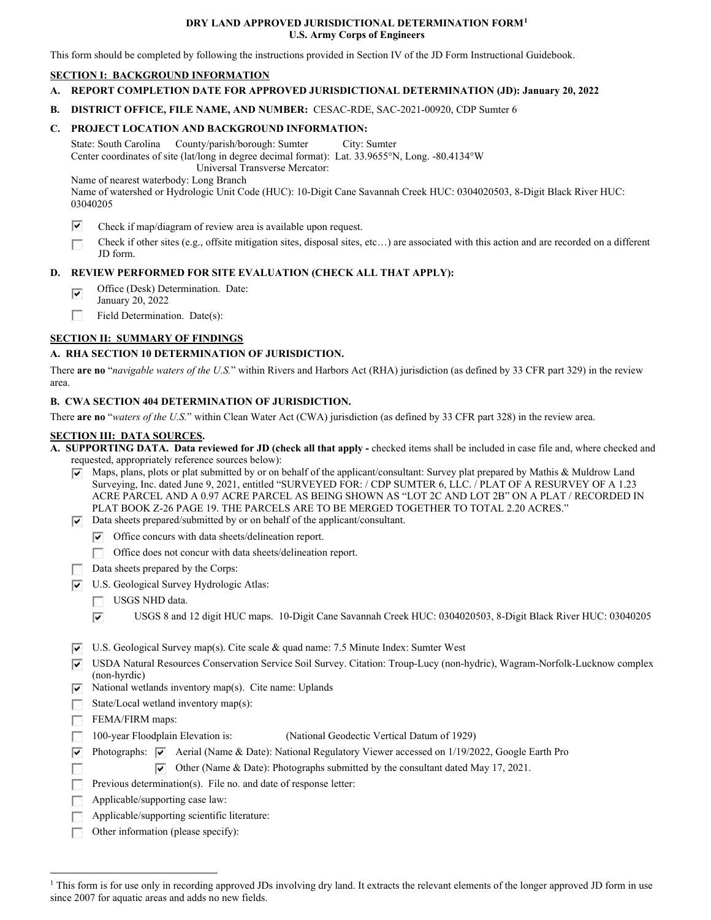# DRY LAND APPROVED JURISDICTIONAL DETERMINATION FORM[1]
**U.S. Army Corps of Engineers**

This form should be completed by following the instructions provided in Section IV of the JD Form Instructional Guidebook.

## SECTION I: BACKGROUND INFORMATION

**A. REPORT COMPLETION DATE FOR APPROVED JURISDICTIONAL DETERMINATION (JD): January 20, 2022**

**B. DISTRICT OFFICE, FILE NAME, AND NUMBER:** CESAC-RDE, SAC-2021-00920, CDP Sumter 6

**C. PROJECT LOCATION AND BACKGROUND INFORMATION:**

State: South Carolina County/parish/borough: Sumter City: Sumter
Center coordinates of site (lat/long in degree decimal format): Lat. 33.9655°N, Long. -80.4134°W
Universal Transverse Mercator:
Name of nearest waterbody: Long Branch
Name of watershed or Hydrologic Unit Code (HUC): 10-Digit Cane Savannah Creek HUC: 0304020503, 8-Digit Black River HUC: 03040205

- [x] Check if map/diagram of review area is available upon request.
- [ ] Check if other sites (e.g., offsite mitigation sites, disposal sites, etc…) are associated with this action and are recorded on a different JD form.

**D. REVIEW PERFORMED FOR SITE EVALUATION (CHECK ALL THAT APPLY):**

- [x] Office (Desk) Determination. Date: January 20, 2022
- [ ] Field Determination. Date(s):

## SECTION II: SUMMARY OF FINDINGS

**A. RHA SECTION 10 DETERMINATION OF JURISDICTION.**

There **are no** "*navigable waters of the U.S.*" within Rivers and Harbors Act (RHA) jurisdiction (as defined by 33 CFR part 329) in the review area.

**B. CWA SECTION 404 DETERMINATION OF JURISDICTION.**

There **are no** "*waters of the U.S.*" within Clean Water Act (CWA) jurisdiction (as defined by 33 CFR part 328) in the review area.

## SECTION III: DATA SOURCES.

**A. SUPPORTING DATA. Data reviewed for JD (check all that apply -** checked items shall be included in case file and, where checked and requested, appropriately reference sources below):

- [x] Maps, plans, plots or plat submitted by or on behalf of the applicant/consultant: Survey plat prepared by Mathis & Muldrow Land Surveying, Inc. dated June 9, 2021, entitled "SURVEYED FOR: / CDP SUMTER 6, LLC. / PLAT OF A RESURVEY OF A 1.23 ACRE PARCEL AND A 0.97 ACRE PARCEL AS BEING SHOWN AS "LOT 2C AND LOT 2B" ON A PLAT / RECORDED IN PLAT BOOK Z-26 PAGE 19. THE PARCELS ARE TO BE MERGED TOGETHER TO TOTAL 2.20 ACRES."
- [x] Data sheets prepared/submitted by or on behalf of the applicant/consultant.
  - [x] Office concurs with data sheets/delineation report.
  - [ ] Office does not concur with data sheets/delineation report.
- [ ] Data sheets prepared by the Corps:
- [x] U.S. Geological Survey Hydrologic Atlas:
  - [ ] USGS NHD data.
  - [x] USGS 8 and 12 digit HUC maps. 10-Digit Cane Savannah Creek HUC: 0304020503, 8-Digit Black River HUC: 03040205
- [x] U.S. Geological Survey map(s). Cite scale & quad name: 7.5 Minute Index: Sumter West
- [x] USDA Natural Resources Conservation Service Soil Survey. Citation: Troup-Lucy (non-hydric), Wagram-Norfolk-Lucknow complex (non-hyrdic)
- [x] National wetlands inventory map(s). Cite name: Uplands
- [ ] State/Local wetland inventory map(s):
- [ ] FEMA/FIRM maps:
- [ ] 100-year Floodplain Elevation is: (National Geodectic Vertical Datum of 1929)
- [x] Photographs: [x] Aerial (Name & Date): National Regulatory Viewer accessed on 1/19/2022, Google Earth Pro
- [ ] [x] Other (Name & Date): Photographs submitted by the consultant dated May 17, 2021.
- [ ] Previous determination(s). File no. and date of response letter:
- [ ] Applicable/supporting case law:
- [ ] Applicable/supporting scientific literature:
- [ ] Other information (please specify):

[1] This form is for use only in recording approved JDs involving dry land. It extracts the relevant elements of the longer approved JD form in use since 2007 for aquatic areas and adds no new fields.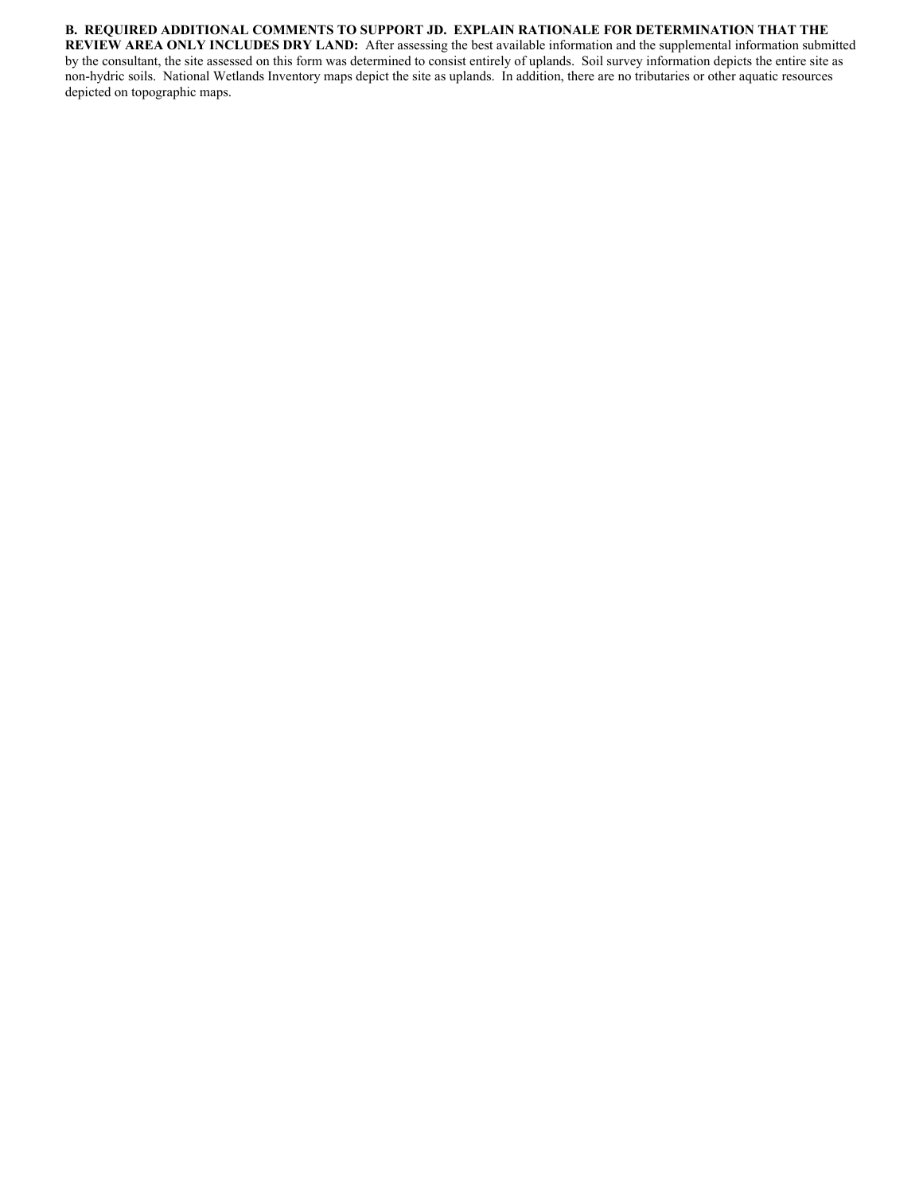**B. REQUIRED ADDITIONAL COMMENTS TO SUPPORT JD. EXPLAIN RATIONALE FOR DETERMINATION THAT THE REVIEW AREA ONLY INCLUDES DRY LAND:** After assessing the best available information and the supplemental information submitted by the consultant, the site assessed on this form was determined to consist entirely of uplands. Soil survey information depicts the entire site as non-hydric soils. National Wetlands Inventory maps depict the site as uplands. In addition, there are no tributaries or other aquatic resources depicted on topographic maps.